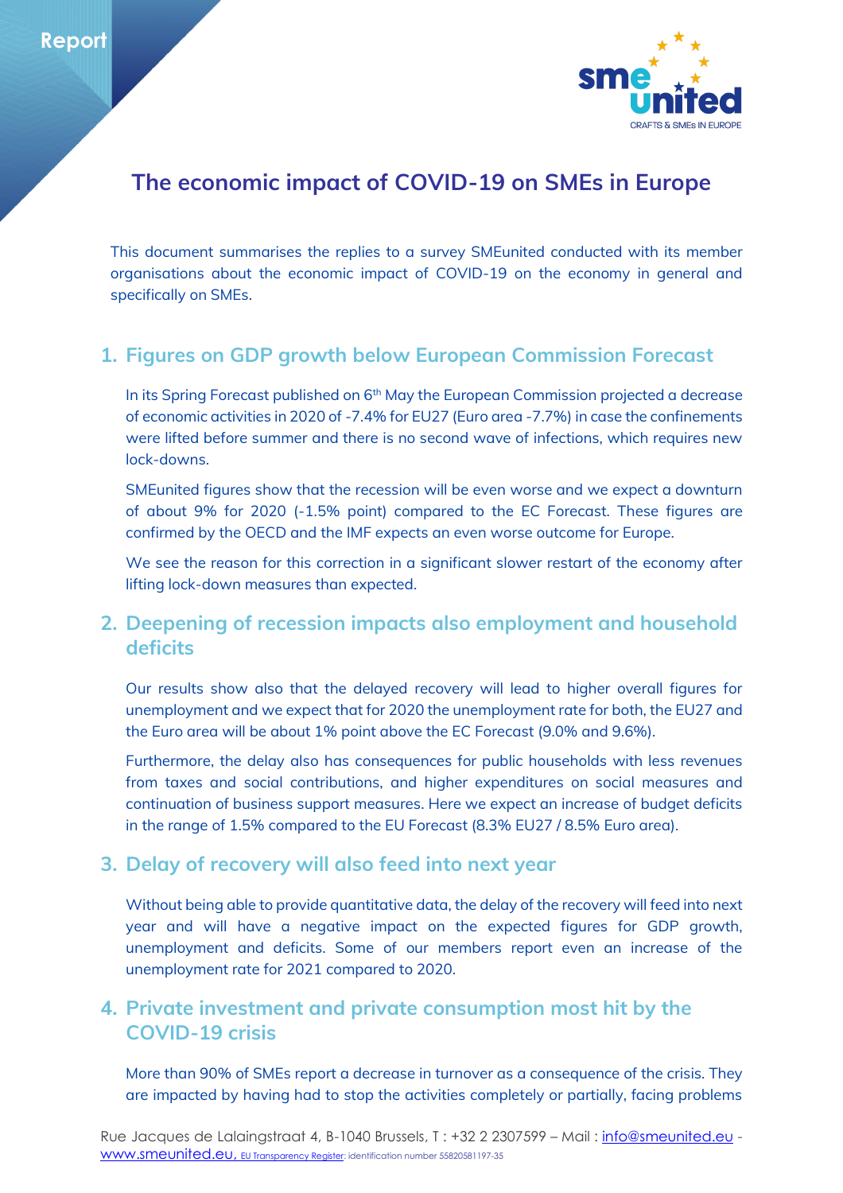Report

# The economic impact of COVID-19 on SMEs in Europe

This document summarises the replies to a survey SMEunited conducted with its member organisations about the economic impact of COVID-19 on the economy in general and specifically on SMEs.

## 1. Figures on GDP growth below European Commission Forecast

In its Spring Forecast published on 6th May the European Commission projected a decrease of economic activities in 2020 of -7.4% for EU27 (Euro area -7.7%) in case the confinements were lifted before summer and there is no second wave of infections, which requires new lock-downs.

SMEunited figures show that the recession will be even worse and we expect a downturn of about 9% for 2020 (-1.5% point) compared to the EC Forecast. These figures are confirmed by the OECD and the IMF expects an even worse outcome for Europe.

We see the reason for this correction in a significant slower restart of the economy after lifting lock-down measures than expected.

## 2. Deepening of recession impacts also employment and household deficits

Our results show also that the delayed recovery will lead to higher overall figures for unemployment and we expect that for 2020 the unemployment rate for both, the EU27 and the Euro area will be about 1% point above the EC Forecast (9.0% and 9.6%).

Furthermore, the delay also has consequences for public households with less revenues from taxes and social contributions, and higher expenditures on social measures and continuation of business support measures. Here we expect an increase of budget deficits in the range of 1.5% compared to the EU Forecast (8.3% EU27 / 8.5% Euro area).

## 3. Delay of recovery will also feed into next year

Without being able to provide quantitative data, the delay of the recovery will feed into next year and will have a negative impact on the expected figures for GDP growth, unemployment and deficits. Some of our members report even an increase of the unemployment rate for 2021 compared to 2020.

## 4. Private investment and private consumption most hit by the COVID-19 crisis

More than 90% of SMEs report a decrease in turnover as a consequence of the crisis. They are impacted by having had to stop the activities completely or partially, facing problems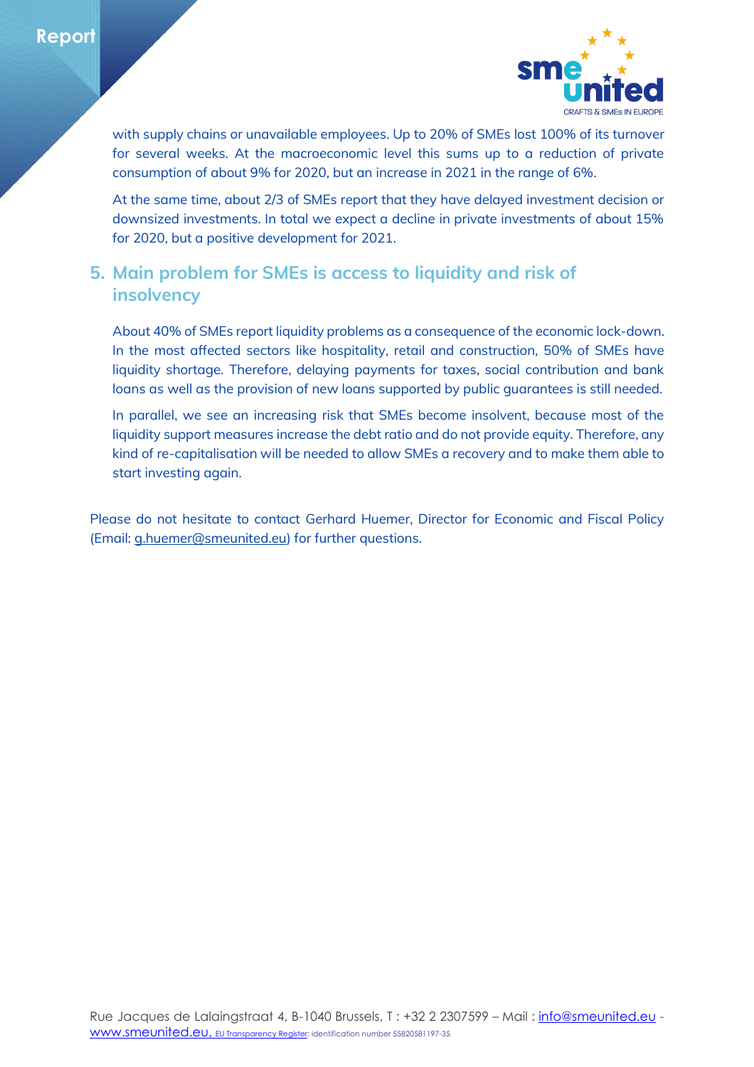with supply chains or unavailable employees. Up to 20% of SMEs lost 100% of its turnover for several weeks. At the macroeconomic level this sums up to a reduction of private consumption of about 9% for 2020, but an increase in 2021 in the range of 6%.

At the same time, about 2/3 of SMEs report that they have delayed investment decision or downsized investments. In total we expect a decline in private investments of about 15% for 2020, but a positive development for 2021.

## 5. Main problem for SMEs is access to liquidity and risk of insolvency

About 40% of SMEs report liquidity problems as a consequence of the economic lock-down. In the most affected sectors like hospitality, retail and construction, 50% of SMEs have liquidity shortage. Therefore, delaying payments for taxes, social contribution and bank loans as well as the provision of new loans supported by public guarantees is still needed.

In parallel, we see an increasing risk that SMEs become insolvent, because most of the liquidity support measures increase the debt ratio and do not provide equity. Therefore, any kind of re-capitalisation will be needed to allow SMEs a recovery and to make them able to start investing again.

Please do not hesitate to contact Gerhard Huemer, Director for Economic and Fiscal Policy (Email: g.huemer@smeunited.eu) for further questions.